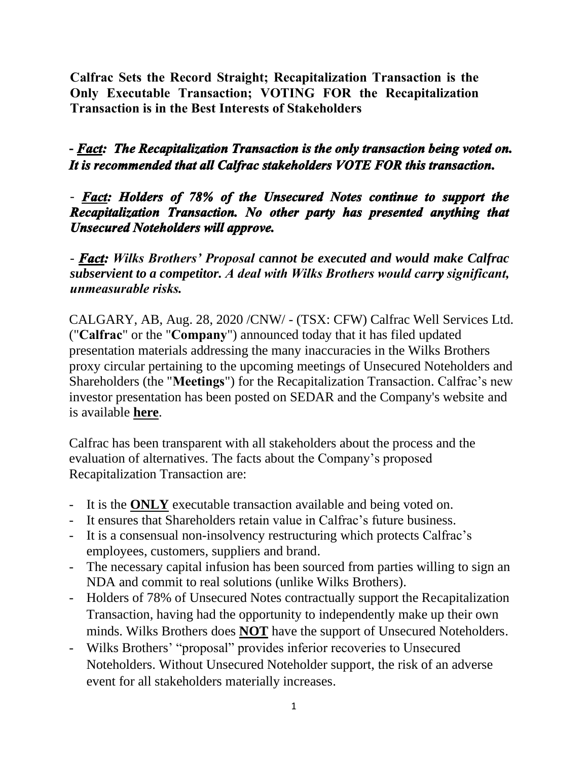# Calfrac Sets the Record Straight; Recapitalization Transaction is the Only Executable Transaction; VOTING FOR the Recapitalization Transaction is in the Best Interests of Stakeholders

***- Fact: The Recapitalization Transaction is the only transaction being voted on. It is recommended that all Calfrac stakeholders VOTE FOR this transaction.***

***- Fact: Holders of 78% of the Unsecured Notes continue to support the Recapitalization Transaction. No other party has presented anything that Unsecured Noteholders will approve.***

***- Fact: Wilks Brothers' Proposal cannot be executed and would make Calfrac subservient to a competitor. A deal with Wilks Brothers would carry significant, unmeasurable risks.***

CALGARY, AB, Aug. 28, 2020 /CNW/ - (TSX: CFW) Calfrac Well Services Ltd. ("**Calfrac**" or the "**Company**") announced today that it has filed updated presentation materials addressing the many inaccuracies in the Wilks Brothers proxy circular pertaining to the upcoming meetings of Unsecured Noteholders and Shareholders (the "**Meetings**") for the Recapitalization Transaction. Calfrac's new investor presentation has been posted on SEDAR and the Company's website and is available **here**.

Calfrac has been transparent with all stakeholders about the process and the evaluation of alternatives. The facts about the Company's proposed Recapitalization Transaction are:

- It is the **ONLY** executable transaction available and being voted on.
- It ensures that Shareholders retain value in Calfrac's future business.
- It is a consensual non-insolvency restructuring which protects Calfrac's employees, customers, suppliers and brand.
- The necessary capital infusion has been sourced from parties willing to sign an NDA and commit to real solutions (unlike Wilks Brothers).
- Holders of 78% of Unsecured Notes contractually support the Recapitalization Transaction, having had the opportunity to independently make up their own minds. Wilks Brothers does **NOT** have the support of Unsecured Noteholders.
- Wilks Brothers' "proposal" provides inferior recoveries to Unsecured Noteholders. Without Unsecured Noteholder support, the risk of an adverse event for all stakeholders materially increases.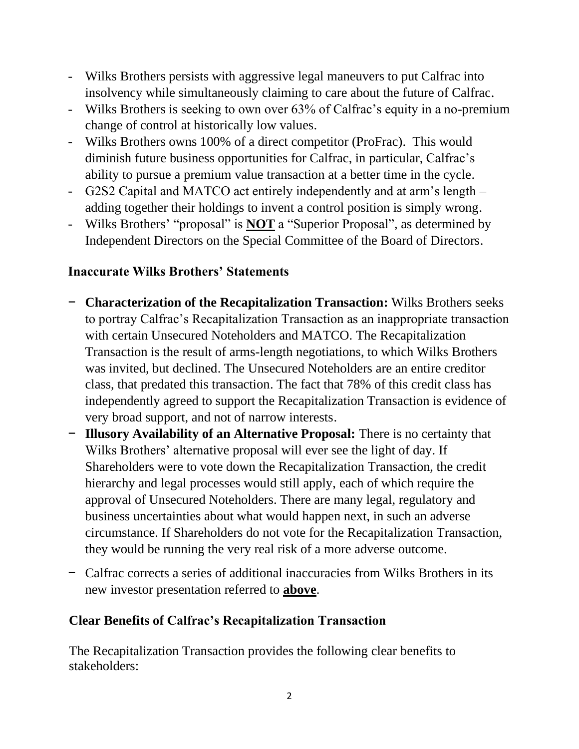- Wilks Brothers persists with aggressive legal maneuvers to put Calfrac into insolvency while simultaneously claiming to care about the future of Calfrac.
- Wilks Brothers is seeking to own over 63% of Calfrac's equity in a no-premium change of control at historically low values.
- Wilks Brothers owns 100% of a direct competitor (ProFrac). This would diminish future business opportunities for Calfrac, in particular, Calfrac's ability to pursue a premium value transaction at a better time in the cycle.
- G2S2 Capital and MATCO act entirely independently and at arm's length – adding together their holdings to invent a control position is simply wrong.
- Wilks Brothers' "proposal" is **NOT** a "Superior Proposal", as determined by Independent Directors on the Special Committee of the Board of Directors.

## Inaccurate Wilks Brothers' Statements

- **Characterization of the Recapitalization Transaction:** Wilks Brothers seeks to portray Calfrac's Recapitalization Transaction as an inappropriate transaction with certain Unsecured Noteholders and MATCO. The Recapitalization Transaction is the result of arms-length negotiations, to which Wilks Brothers was invited, but declined. The Unsecured Noteholders are an entire creditor class, that predated this transaction. The fact that 78% of this credit class has independently agreed to support the Recapitalization Transaction is evidence of very broad support, and not of narrow interests.
- **Illusory Availability of an Alternative Proposal:** There is no certainty that Wilks Brothers' alternative proposal will ever see the light of day. If Shareholders were to vote down the Recapitalization Transaction, the credit hierarchy and legal processes would still apply, each of which require the approval of Unsecured Noteholders. There are many legal, regulatory and business uncertainties about what would happen next, in such an adverse circumstance. If Shareholders do not vote for the Recapitalization Transaction, they would be running the very real risk of a more adverse outcome.
- Calfrac corrects a series of additional inaccuracies from Wilks Brothers in its new investor presentation referred to **above**.

## Clear Benefits of Calfrac's Recapitalization Transaction

The Recapitalization Transaction provides the following clear benefits to stakeholders: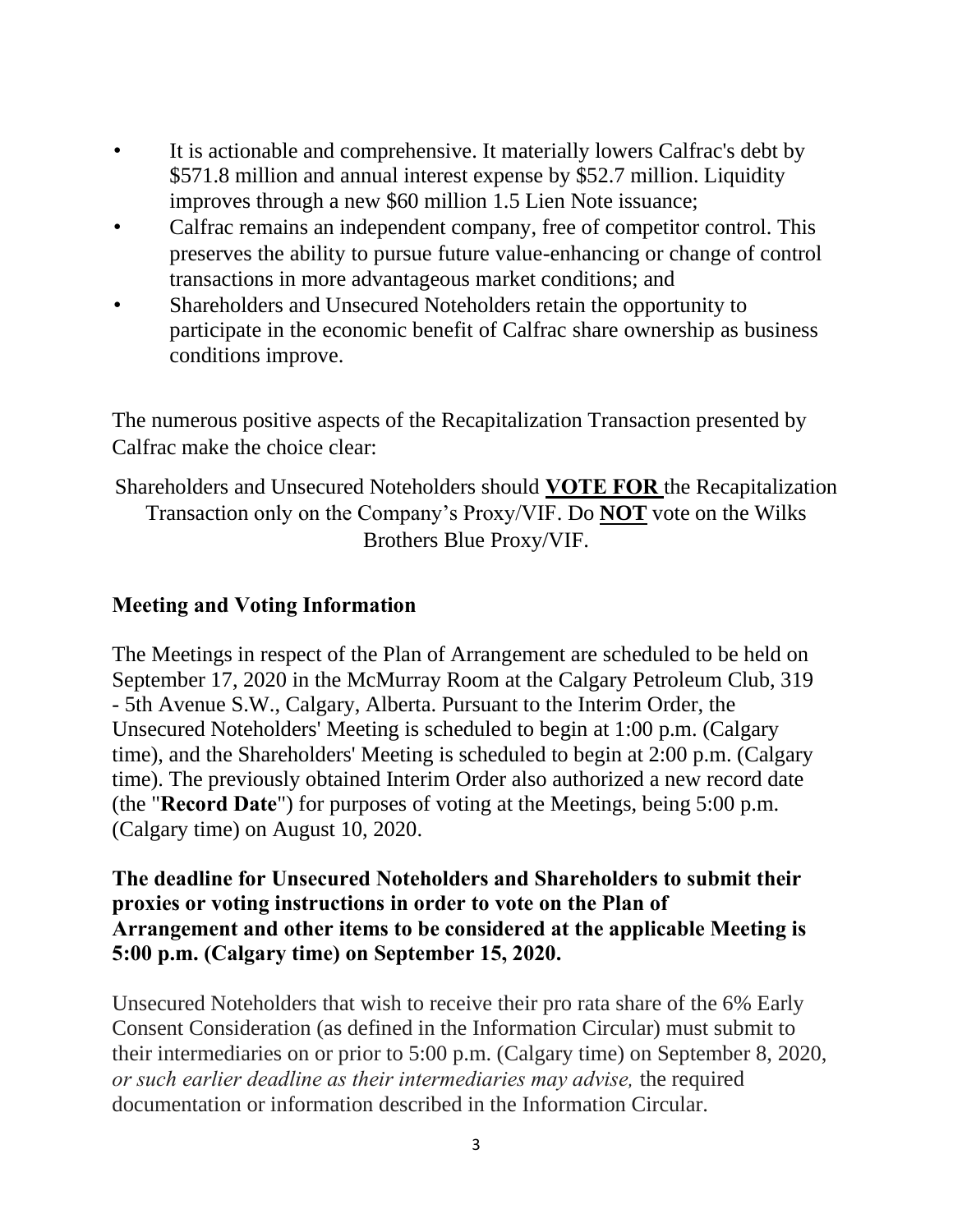- It is actionable and comprehensive. It materially lowers Calfrac's debt by $571.8 million and annual interest expense by $52.7 million. Liquidity improves through a new $60 million 1.5 Lien Note issuance;
- Calfrac remains an independent company, free of competitor control. This preserves the ability to pursue future value-enhancing or change of control transactions in more advantageous market conditions; and
- Shareholders and Unsecured Noteholders retain the opportunity to participate in the economic benefit of Calfrac share ownership as business conditions improve.

The numerous positive aspects of the Recapitalization Transaction presented by Calfrac make the choice clear:

Shareholders and Unsecured Noteholders should **VOTE FOR** the Recapitalization Transaction only on the Company's Proxy/VIF. Do **NOT** vote on the Wilks Brothers Blue Proxy/VIF.

## Meeting and Voting Information

The Meetings in respect of the Plan of Arrangement are scheduled to be held on September 17, 2020 in the McMurray Room at the Calgary Petroleum Club, 319 - 5th Avenue S.W., Calgary, Alberta. Pursuant to the Interim Order, the Unsecured Noteholders' Meeting is scheduled to begin at 1:00 p.m. (Calgary time), and the Shareholders' Meeting is scheduled to begin at 2:00 p.m. (Calgary time). The previously obtained Interim Order also authorized a new record date (the "**Record Date**") for purposes of voting at the Meetings, being 5:00 p.m. (Calgary time) on August 10, 2020.

**The deadline for Unsecured Noteholders and Shareholders to submit their proxies or voting instructions in order to vote on the Plan of Arrangement and other items to be considered at the applicable Meeting is 5:00 p.m. (Calgary time) on September 15, 2020.**

Unsecured Noteholders that wish to receive their pro rata share of the 6% Early Consent Consideration (as defined in the Information Circular) must submit to their intermediaries on or prior to 5:00 p.m. (Calgary time) on September 8, 2020, *or such earlier deadline as their intermediaries may advise,* the required documentation or information described in the Information Circular.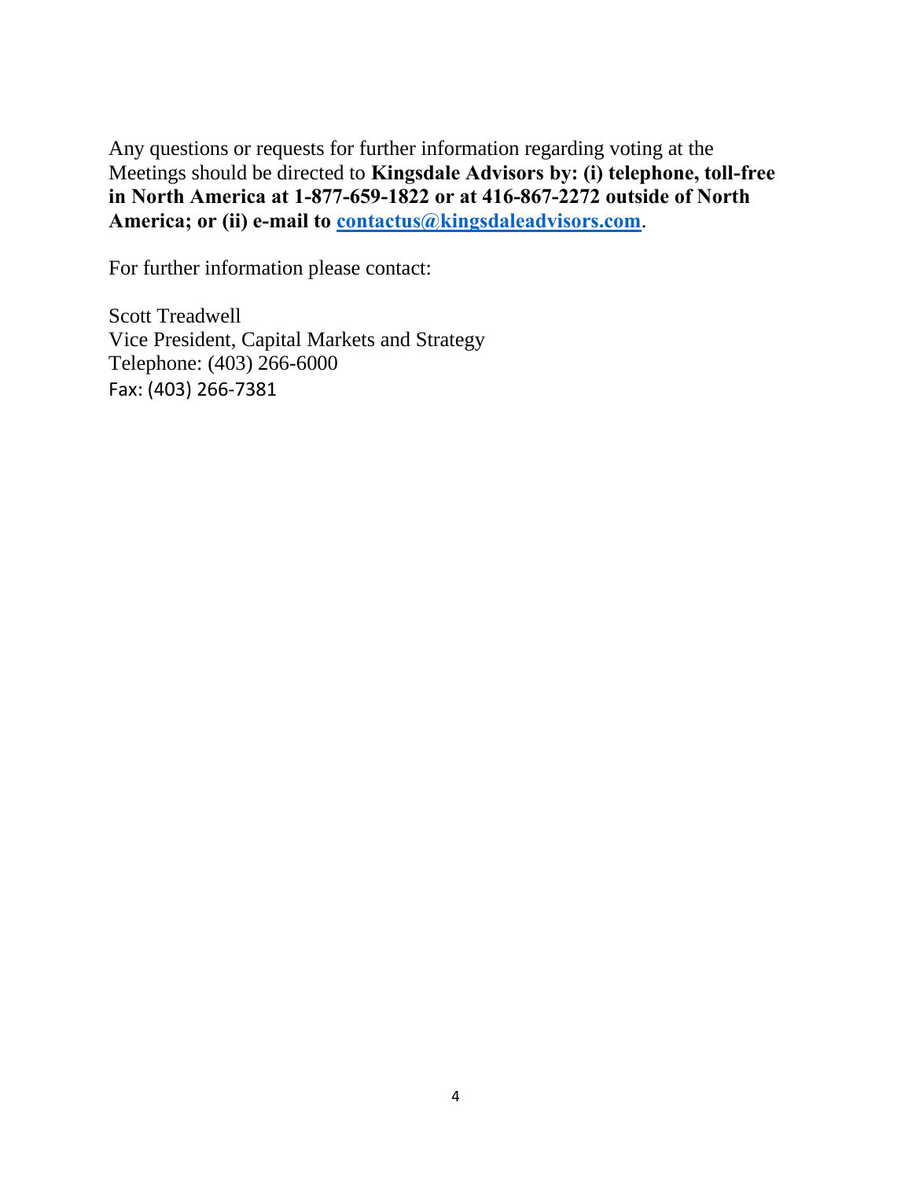Any questions or requests for further information regarding voting at the Meetings should be directed to **Kingsdale Advisors by: (i) telephone, toll-free in North America at 1-877-659-1822 or at 416-867-2272 outside of North America; or (ii) e-mail to [contactus@kingsdaleadvisors.com](mailto:contactus@kingsdaleadvisors.com)**.

For further information please contact:

Scott Treadwell
Vice President, Capital Markets and Strategy
Telephone: (403) 266-6000
Fax: (403) 266-7381